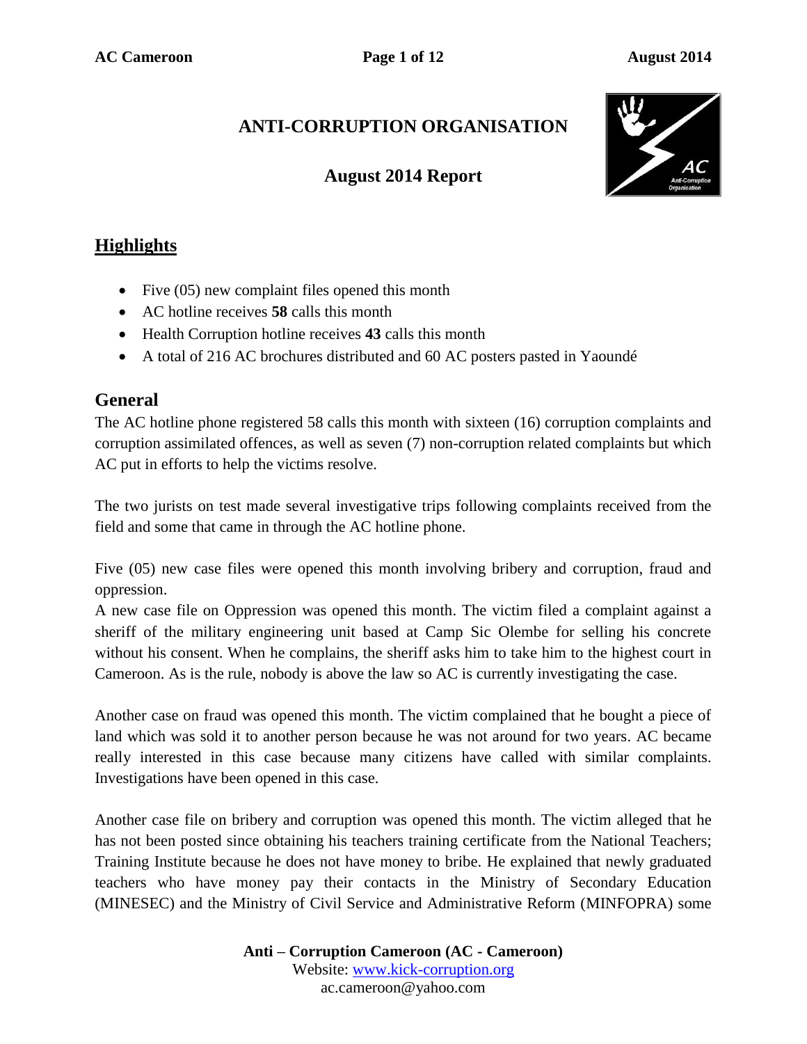# ANTI-CORRUPTION ORGANISATION

## August 2014 Report

## Highlights

- Five (05) new complaint files opened this month
- AC hotline receives **58** calls this month
- Health Corruption hotline receives **43** calls this month
- A total of 216 AC brochures distributed and 60 AC posters pasted in Yaoundé

## General

The AC hotline phone registered 58 calls this month with sixteen (16) corruption complaints and corruption assimilated offences, as well as seven (7) non-corruption related complaints but which AC put in efforts to help the victims resolve.

The two jurists on test made several investigative trips following complaints received from the field and some that came in through the AC hotline phone.

Five (05) new case files were opened this month involving bribery and corruption, fraud and oppression.

A new case file on Oppression was opened this month. The victim filed a complaint against a sheriff of the military engineering unit based at Camp Sic Olembe for selling his concrete without his consent. When he complains, the sheriff asks him to take him to the highest court in Cameroon. As is the rule, nobody is above the law so AC is currently investigating the case.

Another case on fraud was opened this month. The victim complained that he bought a piece of land which was sold it to another person because he was not around for two years. AC became really interested in this case because many citizens have called with similar complaints. Investigations have been opened in this case.

Another case file on bribery and corruption was opened this month. The victim alleged that he has not been posted since obtaining his teachers training certificate from the National Teachers; Training Institute because he does not have money to bribe. He explained that newly graduated teachers who have money pay their contacts in the Ministry of Secondary Education (MINESEC) and the Ministry of Civil Service and Administrative Reform (MINFOPRA) some

**Anti – Corruption Cameroon (AC - Cameroon)**
Website: www.kick-corruption.org
ac.cameroon@yahoo.com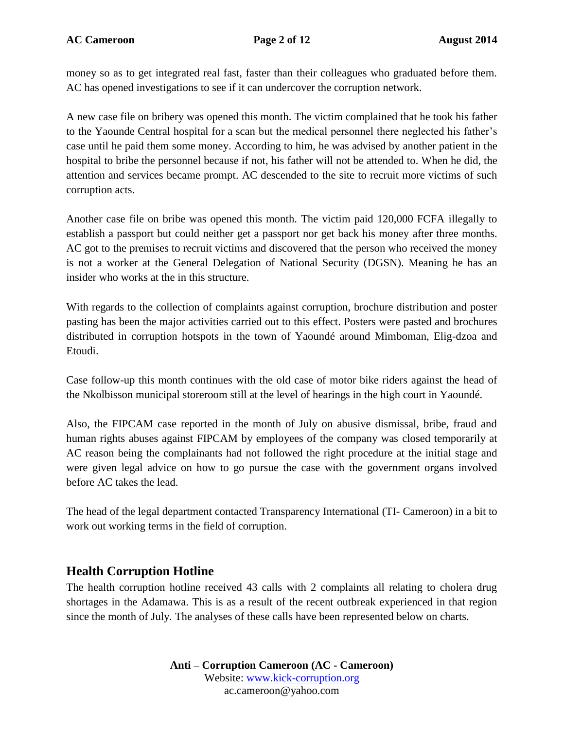money so as to get integrated real fast, faster than their colleagues who graduated before them. AC has opened investigations to see if it can undercover the corruption network.

A new case file on bribery was opened this month. The victim complained that he took his father to the Yaounde Central hospital for a scan but the medical personnel there neglected his father's case until he paid them some money. According to him, he was advised by another patient in the hospital to bribe the personnel because if not, his father will not be attended to. When he did, the attention and services became prompt. AC descended to the site to recruit more victims of such corruption acts.

Another case file on bribe was opened this month. The victim paid 120,000 FCFA illegally to establish a passport but could neither get a passport nor get back his money after three months. AC got to the premises to recruit victims and discovered that the person who received the money is not a worker at the General Delegation of National Security (DGSN). Meaning he has an insider who works at the in this structure.

With regards to the collection of complaints against corruption, brochure distribution and poster pasting has been the major activities carried out to this effect. Posters were pasted and brochures distributed in corruption hotspots in the town of Yaoundé around Mimboman, Elig-dzoa and Etoudi.

Case follow-up this month continues with the old case of motor bike riders against the head of the Nkolbisson municipal storeroom still at the level of hearings in the high court in Yaoundé.

Also, the FIPCAM case reported in the month of July on abusive dismissal, bribe, fraud and human rights abuses against FIPCAM by employees of the company was closed temporarily at AC reason being the complainants had not followed the right procedure at the initial stage and were given legal advice on how to go pursue the case with the government organs involved before AC takes the lead.

The head of the legal department contacted Transparency International (TI- Cameroon) in a bit to work out working terms in the field of corruption.

## Health Corruption Hotline

The health corruption hotline received 43 calls with 2 complaints all relating to cholera drug shortages in the Adamawa. This is as a result of the recent outbreak experienced in that region since the month of July. The analyses of these calls have been represented below on charts.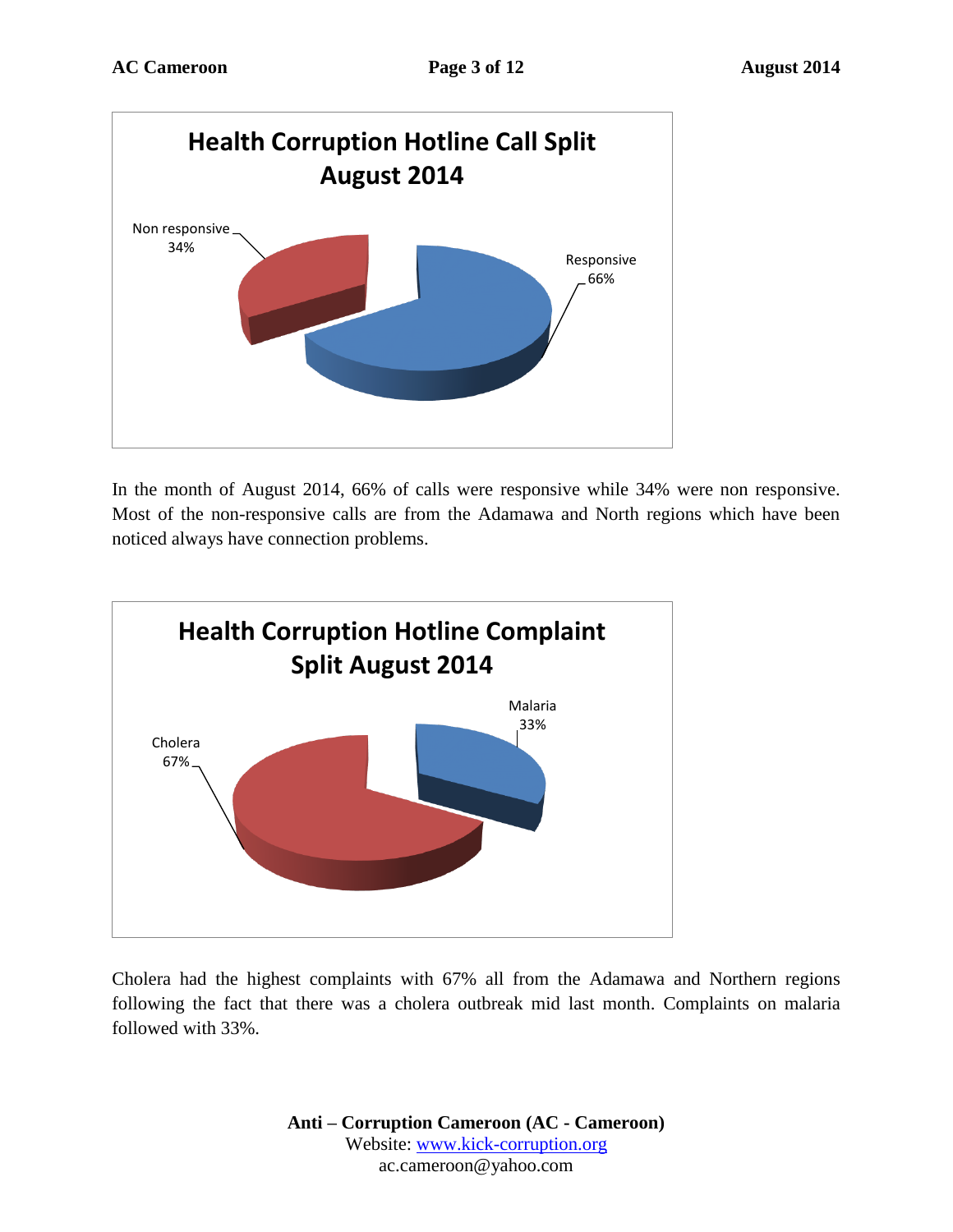**Health Corruption Hotline Call Split August 2014**

Non responsive 34%

Responsive 66%

In the month of August 2014, 66% of calls were responsive while 34% were non responsive. Most of the non-responsive calls are from the Adamawa and North regions which have been noticed always have connection problems.

**Health Corruption Hotline Complaint Split August 2014**

Cholera 67%

Malaria 33%

Cholera had the highest complaints with 67% all from the Adamawa and Northern regions following the fact that there was a cholera outbreak mid last month. Complaints on malaria followed with 33%.

**Anti – Corruption Cameroon (AC - Cameroon)**
Website: www.kick-corruption.org
ac.cameroon@yahoo.com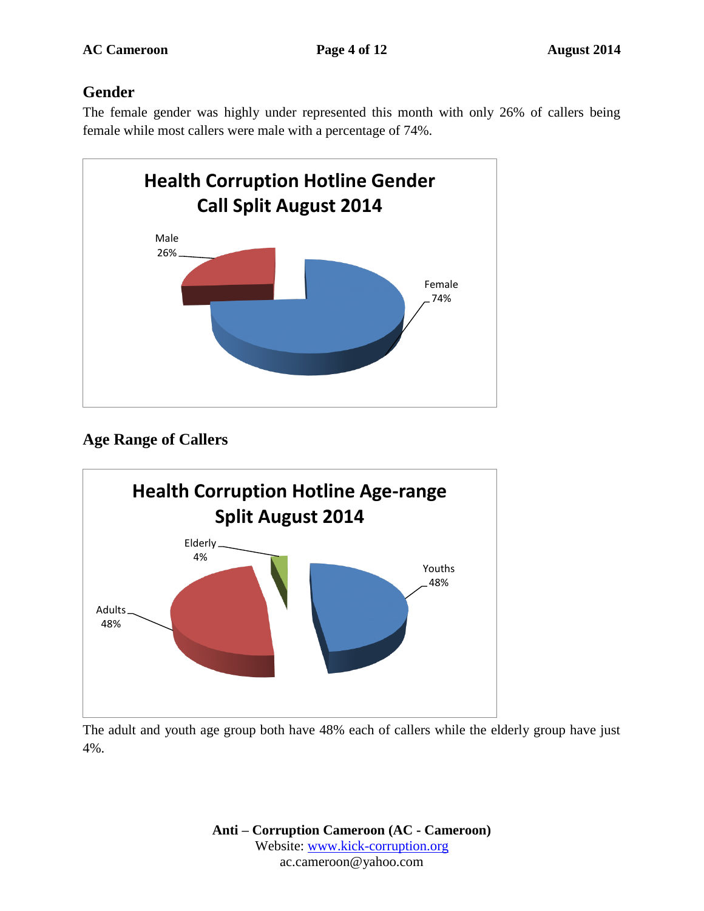## Gender

The female gender was highly under represented this month with only 26% of callers being female while most callers were male with a percentage of 74%.

**Health Corruption Hotline Gender Call Split August 2014**

Male 26%

Female 74%

## Age Range of Callers

**Health Corruption Hotline Age-range Split August 2014**

Elderly 4%

Youths 48%

Adults 48%

The adult and youth age group both have 48% each of callers while the elderly group have just 4%.

**Anti – Corruption Cameroon (AC - Cameroon)**
Website: www.kick-corruption.org
ac.cameroon@yahoo.com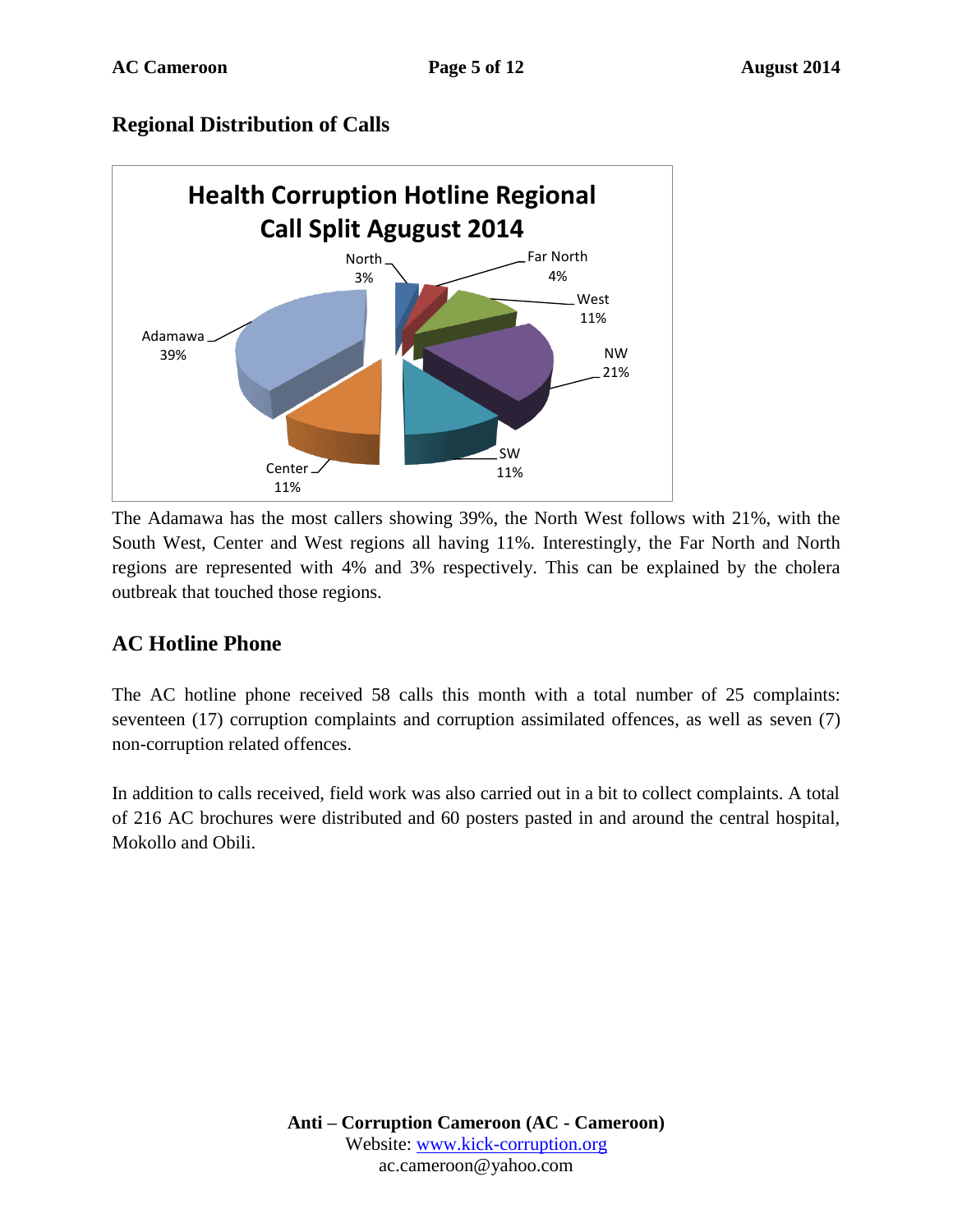## Regional Distribution of Calls

**Health Corruption Hotline Regional Call Split Agugust 2014**

| Region | Share |
|---|---|
| North | 3% |
| Far North | 4% |
| West | 11% |
| NW | 21% |
| SW | 11% |
| Center | 11% |
| Adamawa | 39% |

The Adamawa has the most callers showing 39%, the North West follows with 21%, with the South West, Center and West regions all having 11%. Interestingly, the Far North and North regions are represented with 4% and 3% respectively. This can be explained by the cholera outbreak that touched those regions.

## AC Hotline Phone

The AC hotline phone received 58 calls this month with a total number of 25 complaints: seventeen (17) corruption complaints and corruption assimilated offences, as well as seven (7) non-corruption related offences.

In addition to calls received, field work was also carried out in a bit to collect complaints. A total of 216 AC brochures were distributed and 60 posters pasted in and around the central hospital, Mokollo and Obili.

**Anti – Corruption Cameroon (AC - Cameroon)**
Website: www.kick-corruption.org
ac.cameroon@yahoo.com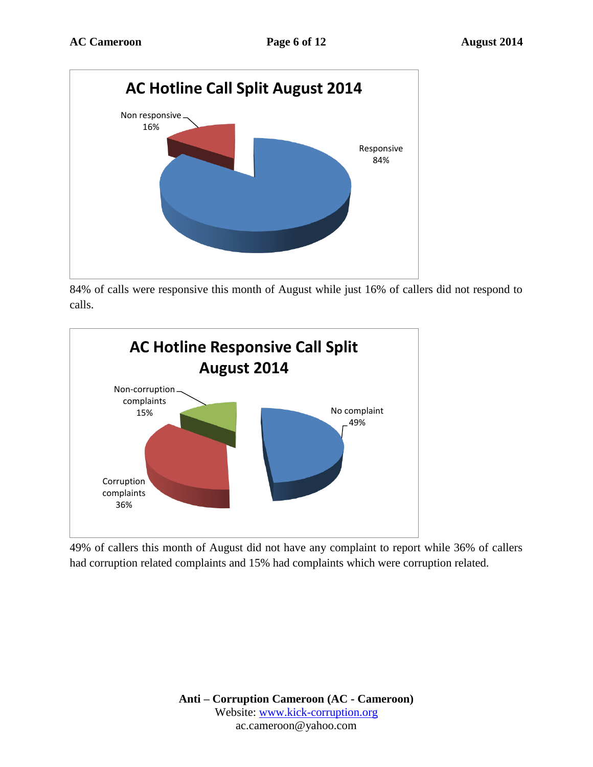**AC Hotline Call Split August 2014**

Non responsive 16%

Responsive 84%

84% of calls were responsive this month of August while just 16% of callers did not respond to calls.

**AC Hotline Responsive Call Split August 2014**

Non-corruption complaints 15%

No complaint 49%

Corruption complaints 36%

49% of callers this month of August did not have any complaint to report while 36% of callers had corruption related complaints and 15% had complaints which were corruption related.

**Anti – Corruption Cameroon (AC - Cameroon)**
Website: www.kick-corruption.org
ac.cameroon@yahoo.com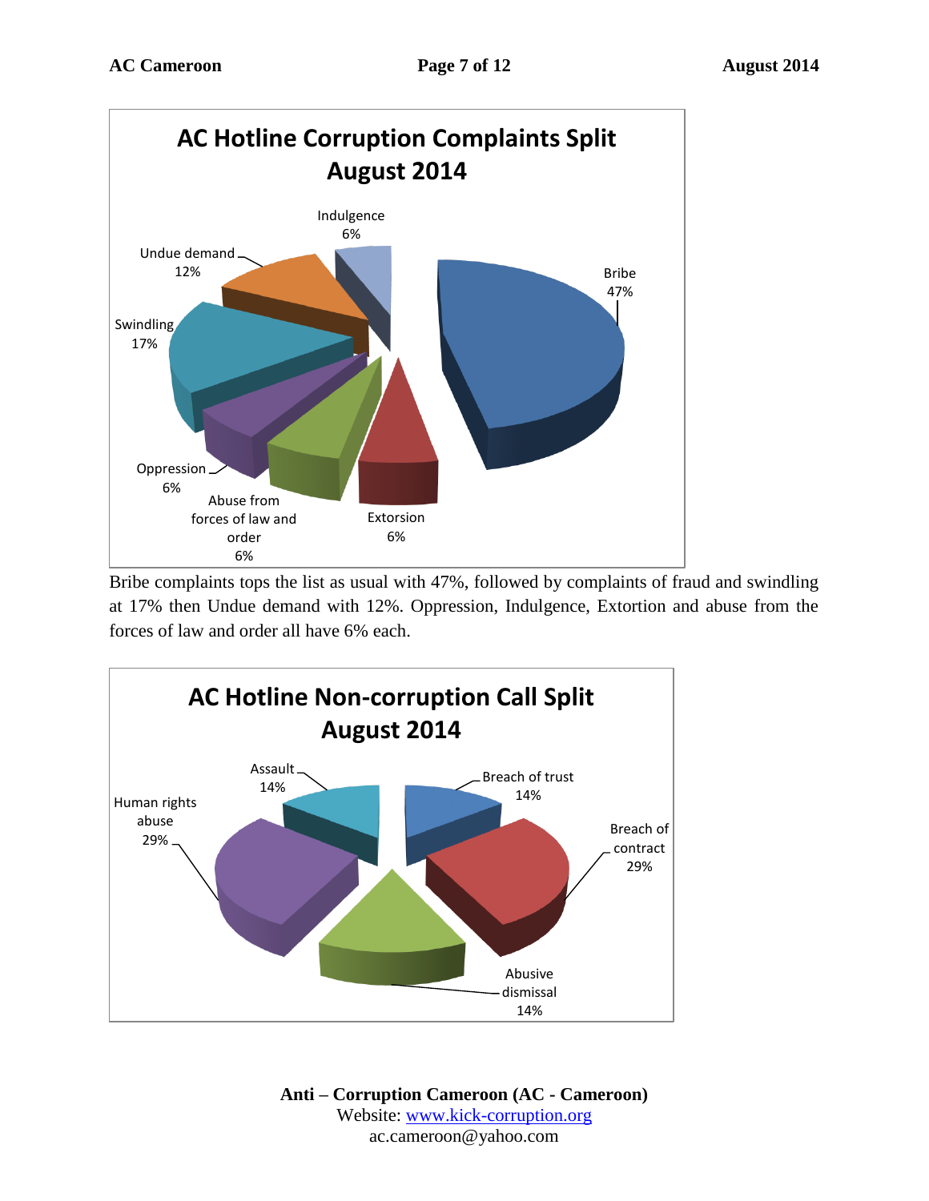**AC Hotline Corruption Complaints Split August 2014**

| Category | Percentage |
|---|---|
| Bribe | 47% |
| Swindling | 17% |
| Undue demand | 12% |
| Indulgence | 6% |
| Oppression | 6% |
| Abuse from forces of law and order | 6% |
| Extorsion | 6% |

Bribe complaints tops the list as usual with 47%, followed by complaints of fraud and swindling at 17% then Undue demand with 12%. Oppression, Indulgence, Extortion and abuse from the forces of law and order all have 6% each.

**AC Hotline Non-corruption Call Split August 2014**

| Category | Percentage |
|---|---|
| Human rights abuse | 29% |
| Breach of contract | 29% |
| Assault | 14% |
| Breach of trust | 14% |
| Abusive dismissal | 14% |

**Anti – Corruption Cameroon (AC - Cameroon)**
Website: [www.kick-corruption.org](http://www.kick-corruption.org)
ac.cameroon@yahoo.com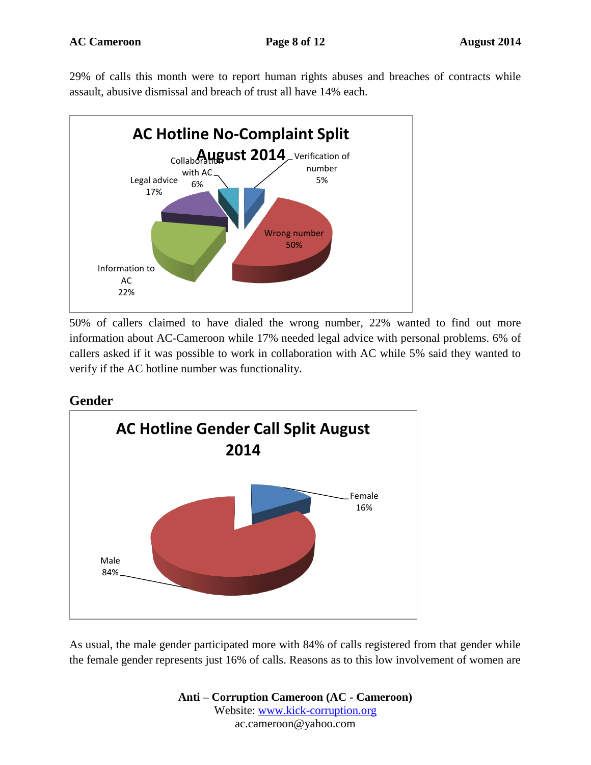29% of calls this month were to report human rights abuses and breaches of contracts while assault, abusive dismissal and breach of trust all have 14% each.

**AC Hotline No-Complaint Split August 2014**

| Category | Percentage |
|---|---|
| Wrong number | 50% |
| Information to AC | 22% |
| Legal advice | 17% |
| Collaboration with AC | 6% |
| Verification of number | 5% |

50% of callers claimed to have dialed the wrong number, 22% wanted to find out more information about AC-Cameroon while 17% needed legal advice with personal problems. 6% of callers asked if it was possible to work in collaboration with AC while 5% said they wanted to verify if the AC hotline number was functionality.

## Gender

**AC Hotline Gender Call Split August 2014**

| Gender | Percentage |
|---|---|
| Male | 84% |
| Female | 16% |

As usual, the male gender participated more with 84% of calls registered from that gender while the female gender represents just 16% of calls. Reasons as to this low involvement of women are

**Anti – Corruption Cameroon (AC - Cameroon)**
Website: www.kick-corruption.org
ac.cameroon@yahoo.com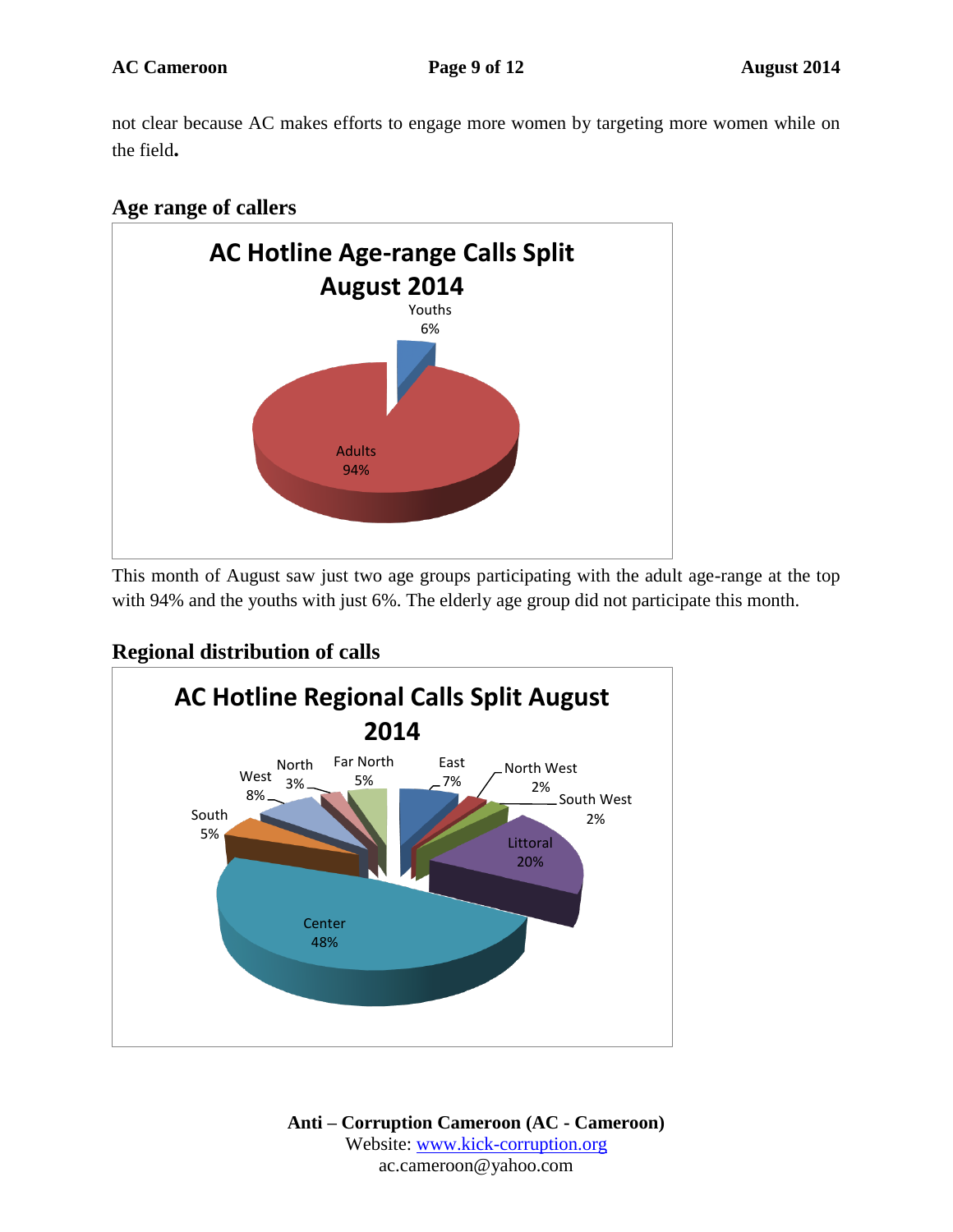not clear because AC makes efforts to engage more women by targeting more women while on the field**.**

## Age range of callers

**AC Hotline Age-range Calls Split August 2014**

| Age range | Share |
|---|---|
| Youths | 6% |
| Adults | 94% |

This month of August saw just two age groups participating with the adult age-range at the top with 94% and the youths with just 6%. The elderly age group did not participate this month.

## Regional distribution of calls

**AC Hotline Regional Calls Split August 2014**

| Region | Share |
|---|---|
| East | 7% |
| North West | 2% |
| South West | 2% |
| Littoral | 20% |
| Center | 48% |
| South | 5% |
| West | 8% |
| North | 3% |
| Far North | 5% |

**Anti – Corruption Cameroon (AC - Cameroon)**
Website: www.kick-corruption.org
ac.cameroon@yahoo.com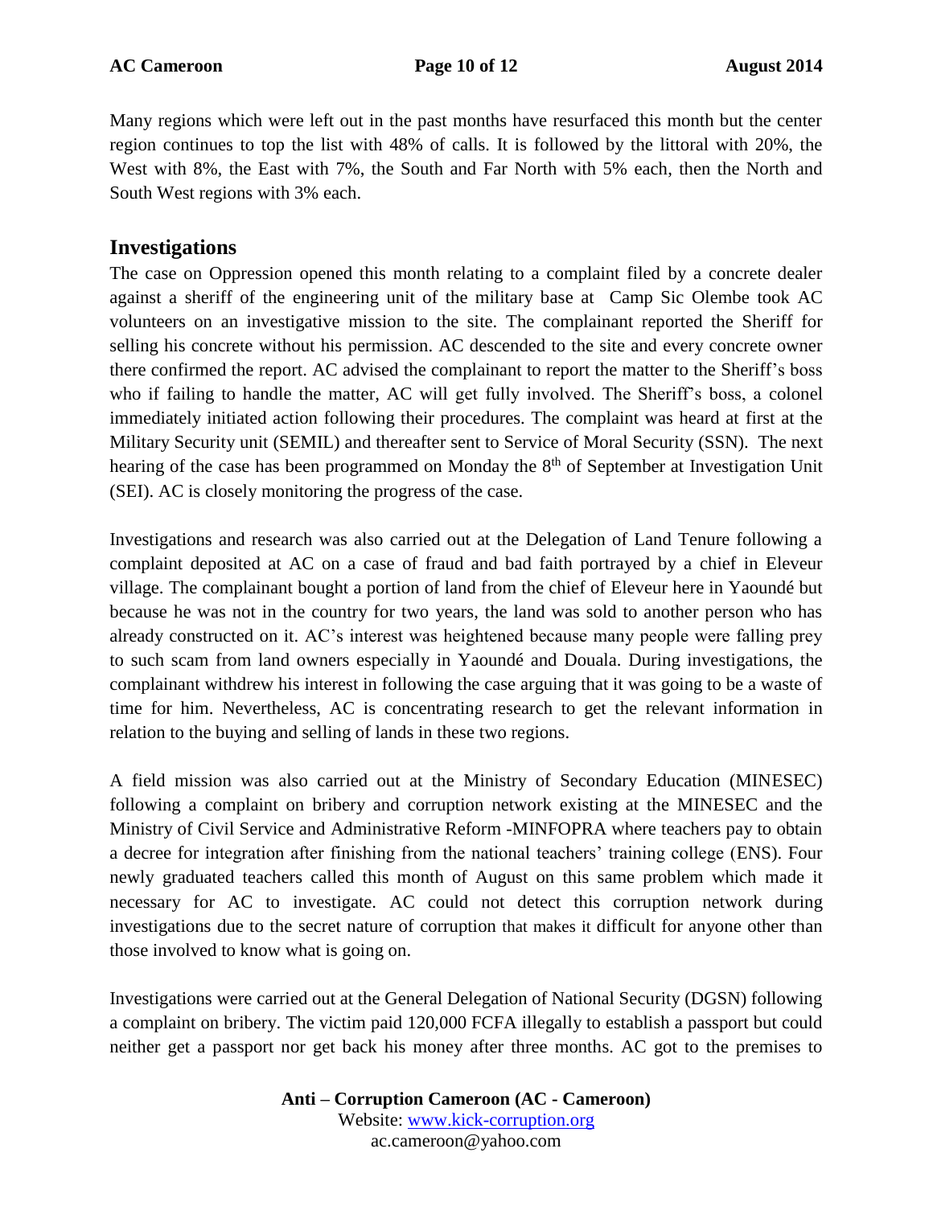Many regions which were left out in the past months have resurfaced this month but the center region continues to top the list with 48% of calls. It is followed by the littoral with 20%, the West with 8%, the East with 7%, the South and Far North with 5% each, then the North and South West regions with 3% each.

## Investigations

The case on Oppression opened this month relating to a complaint filed by a concrete dealer against a sheriff of the engineering unit of the military base at Camp Sic Olembe took AC volunteers on an investigative mission to the site. The complainant reported the Sheriff for selling his concrete without his permission. AC descended to the site and every concrete owner there confirmed the report. AC advised the complainant to report the matter to the Sheriff's boss who if failing to handle the matter, AC will get fully involved. The Sheriff's boss, a colonel immediately initiated action following their procedures. The complaint was heard at first at the Military Security unit (SEMIL) and thereafter sent to Service of Moral Security (SSN). The next hearing of the case has been programmed on Monday the 8th of September at Investigation Unit (SEI). AC is closely monitoring the progress of the case.

Investigations and research was also carried out at the Delegation of Land Tenure following a complaint deposited at AC on a case of fraud and bad faith portrayed by a chief in Eleveur village. The complainant bought a portion of land from the chief of Eleveur here in Yaoundé but because he was not in the country for two years, the land was sold to another person who has already constructed on it. AC's interest was heightened because many people were falling prey to such scam from land owners especially in Yaoundé and Douala. During investigations, the complainant withdrew his interest in following the case arguing that it was going to be a waste of time for him. Nevertheless, AC is concentrating research to get the relevant information in relation to the buying and selling of lands in these two regions.

A field mission was also carried out at the Ministry of Secondary Education (MINESEC) following a complaint on bribery and corruption network existing at the MINESEC and the Ministry of Civil Service and Administrative Reform -MINFOPRA where teachers pay to obtain a decree for integration after finishing from the national teachers' training college (ENS). Four newly graduated teachers called this month of August on this same problem which made it necessary for AC to investigate. AC could not detect this corruption network during investigations due to the secret nature of corruption that makes it difficult for anyone other than those involved to know what is going on.

Investigations were carried out at the General Delegation of National Security (DGSN) following a complaint on bribery. The victim paid 120,000 FCFA illegally to establish a passport but could neither get a passport nor get back his money after three months. AC got to the premises to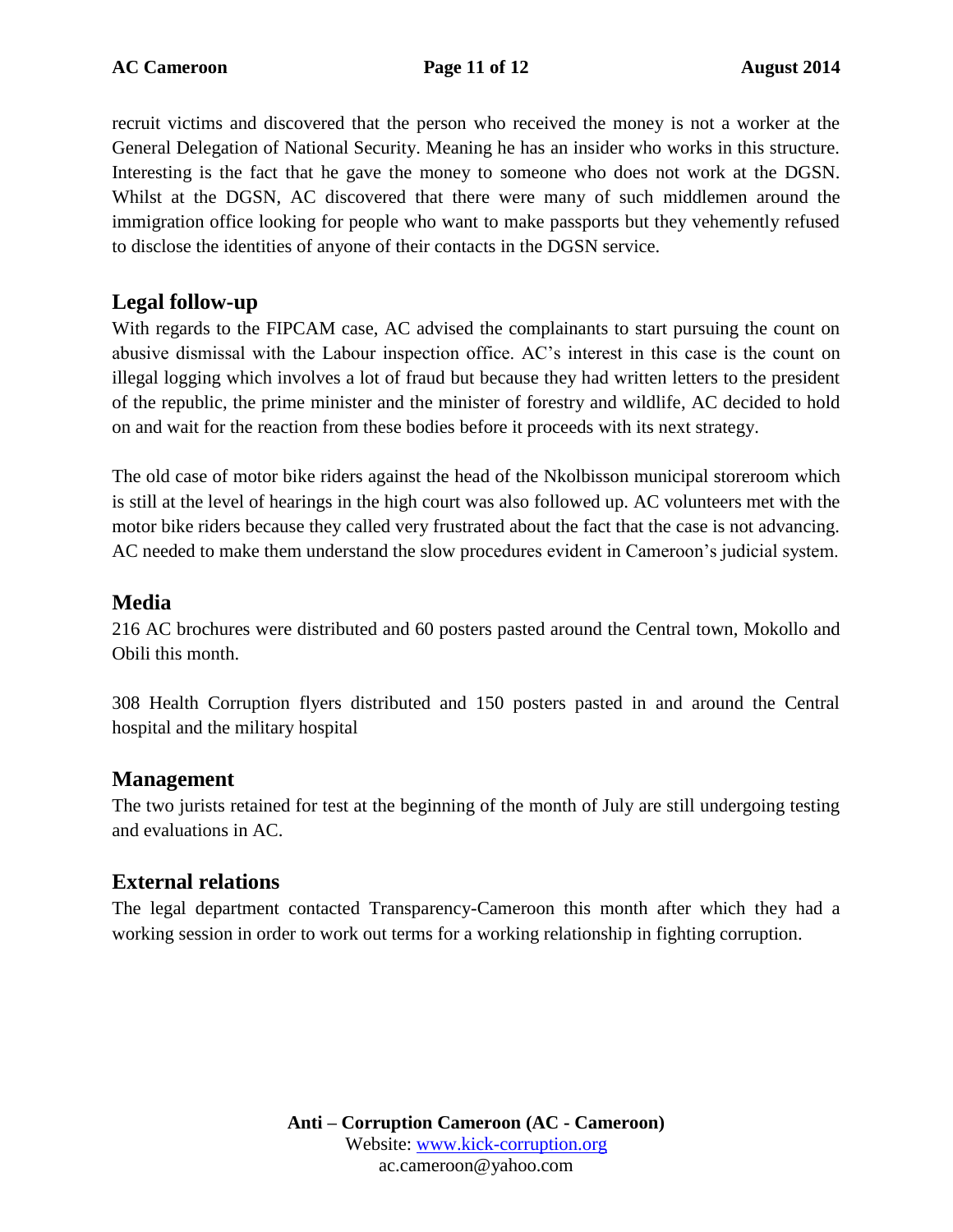recruit victims and discovered that the person who received the money is not a worker at the General Delegation of National Security. Meaning he has an insider who works in this structure. Interesting is the fact that he gave the money to someone who does not work at the DGSN. Whilst at the DGSN, AC discovered that there were many of such middlemen around the immigration office looking for people who want to make passports but they vehemently refused to disclose the identities of anyone of their contacts in the DGSN service.

## Legal follow-up

With regards to the FIPCAM case, AC advised the complainants to start pursuing the count on abusive dismissal with the Labour inspection office. AC's interest in this case is the count on illegal logging which involves a lot of fraud but because they had written letters to the president of the republic, the prime minister and the minister of forestry and wildlife, AC decided to hold on and wait for the reaction from these bodies before it proceeds with its next strategy.

The old case of motor bike riders against the head of the Nkolbisson municipal storeroom which is still at the level of hearings in the high court was also followed up. AC volunteers met with the motor bike riders because they called very frustrated about the fact that the case is not advancing. AC needed to make them understand the slow procedures evident in Cameroon's judicial system.

## Media

216 AC brochures were distributed and 60 posters pasted around the Central town, Mokollo and Obili this month.

308 Health Corruption flyers distributed and 150 posters pasted in and around the Central hospital and the military hospital

## Management

The two jurists retained for test at the beginning of the month of July are still undergoing testing and evaluations in AC.

## External relations

The legal department contacted Transparency-Cameroon this month after which they had a working session in order to work out terms for a working relationship in fighting corruption.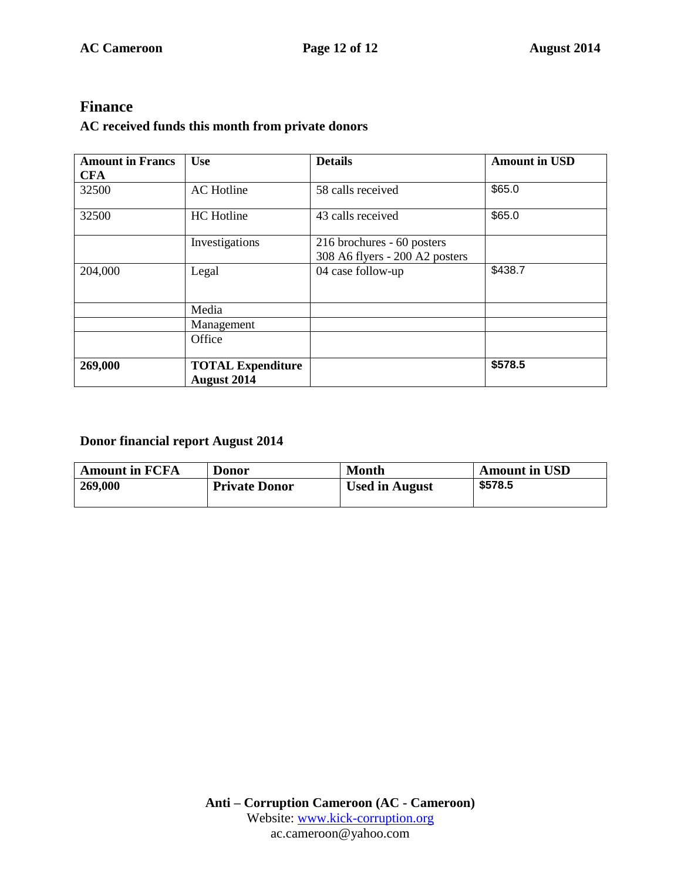## Finance

### AC received funds this month from private donors

| Amount in Francs CFA | Use | Details | Amount in USD |
|---|---|---|---|
| 32500 | AC Hotline | 58 calls received | $65.0 |
| 32500 | HC Hotline | 43 calls received | $65.0 |
| | Investigations | 216 brochures - 60 posters 308 A6 flyers - 200 A2 posters | |
| 204,000 | Legal | 04 case follow-up | $438.7 |
| | Media | | |
| | Management | | |
| | Office | | |
| **269,000** | **TOTAL Expenditure August 2014** | | **$578.5** |

### Donor financial report August 2014

| Amount in FCFA | Donor | Month | Amount in USD |
|---|---|---|---|
| **269,000** | **Private Donor** | **Used in August** | **$578.5** |

**Anti – Corruption Cameroon (AC - Cameroon)**
Website: www.kick-corruption.org
ac.cameroon@yahoo.com